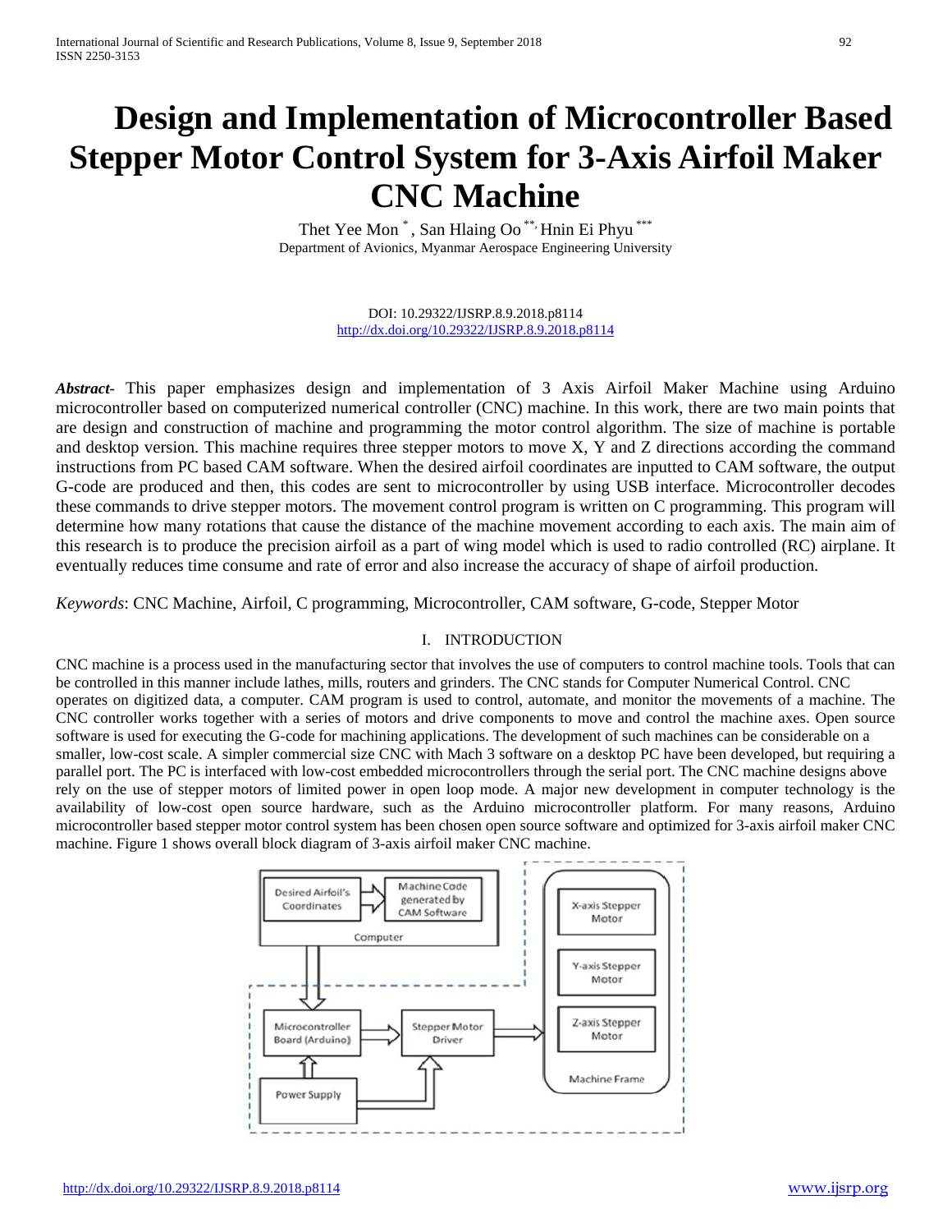# Design and Implementation of Microcontroller Based Stepper Motor Control System for 3-Axis Airfoil Maker CNC Machine

Thet Yee Mon [*], San Hlaing Oo [**], Hnin Ei Phyu [***]

Department of Avionics, Myanmar Aerospace Engineering University

DOI: 10.29322/IJSRP.8.9.2018.p8114
http://dx.doi.org/10.29322/IJSRP.8.9.2018.p8114

***Abstract-*** This paper emphasizes design and implementation of 3 Axis Airfoil Maker Machine using Arduino microcontroller based on computerized numerical controller (CNC) machine. In this work, there are two main points that are design and construction of machine and programming the motor control algorithm. The size of machine is portable and desktop version. This machine requires three stepper motors to move X, Y and Z directions according the command instructions from PC based CAM software. When the desired airfoil coordinates are inputted to CAM software, the output G-code are produced and then, this codes are sent to microcontroller by using USB interface. Microcontroller decodes these commands to drive stepper motors. The movement control program is written on C programming. This program will determine how many rotations that cause the distance of the machine movement according to each axis. The main aim of this research is to produce the precision airfoil as a part of wing model which is used to radio controlled (RC) airplane. It eventually reduces time consume and rate of error and also increase the accuracy of shape of airfoil production.

*Keywords*: CNC Machine, Airfoil, C programming, Microcontroller, CAM software, G-code, Stepper Motor

## I. INTRODUCTION

CNC machine is a process used in the manufacturing sector that involves the use of computers to control machine tools. Tools that can be controlled in this manner include lathes, mills, routers and grinders. The CNC stands for Computer Numerical Control. CNC operates on digitized data, a computer. CAM program is used to control, automate, and monitor the movements of a machine. The CNC controller works together with a series of motors and drive components to move and control the machine axes. Open source software is used for executing the G-code for machining applications. The development of such machines can be considerable on a smaller, low-cost scale. A simpler commercial size CNC with Mach 3 software on a desktop PC have been developed, but requiring a parallel port. The PC is interfaced with low-cost embedded microcontrollers through the serial port. The CNC machine designs above rely on the use of stepper motors of limited power in open loop mode. A major new development in computer technology is the availability of low-cost open source hardware, such as the Arduino microcontroller platform. For many reasons, Arduino microcontroller based stepper motor control system has been chosen open source software and optimized for 3-axis airfoil maker CNC machine. Figure 1 shows overall block diagram of 3-axis airfoil maker CNC machine.

Desired Airfoil's Coordinates → Machine Code generated by CAM Software (Computer) → Microcontroller Board (Arduino) → Stepper Motor Driver → X-axis Stepper Motor, Y-axis Stepper Motor, Z-axis Stepper Motor (Machine Frame); Power Supply → Microcontroller Board (Arduino), Stepper Motor Driver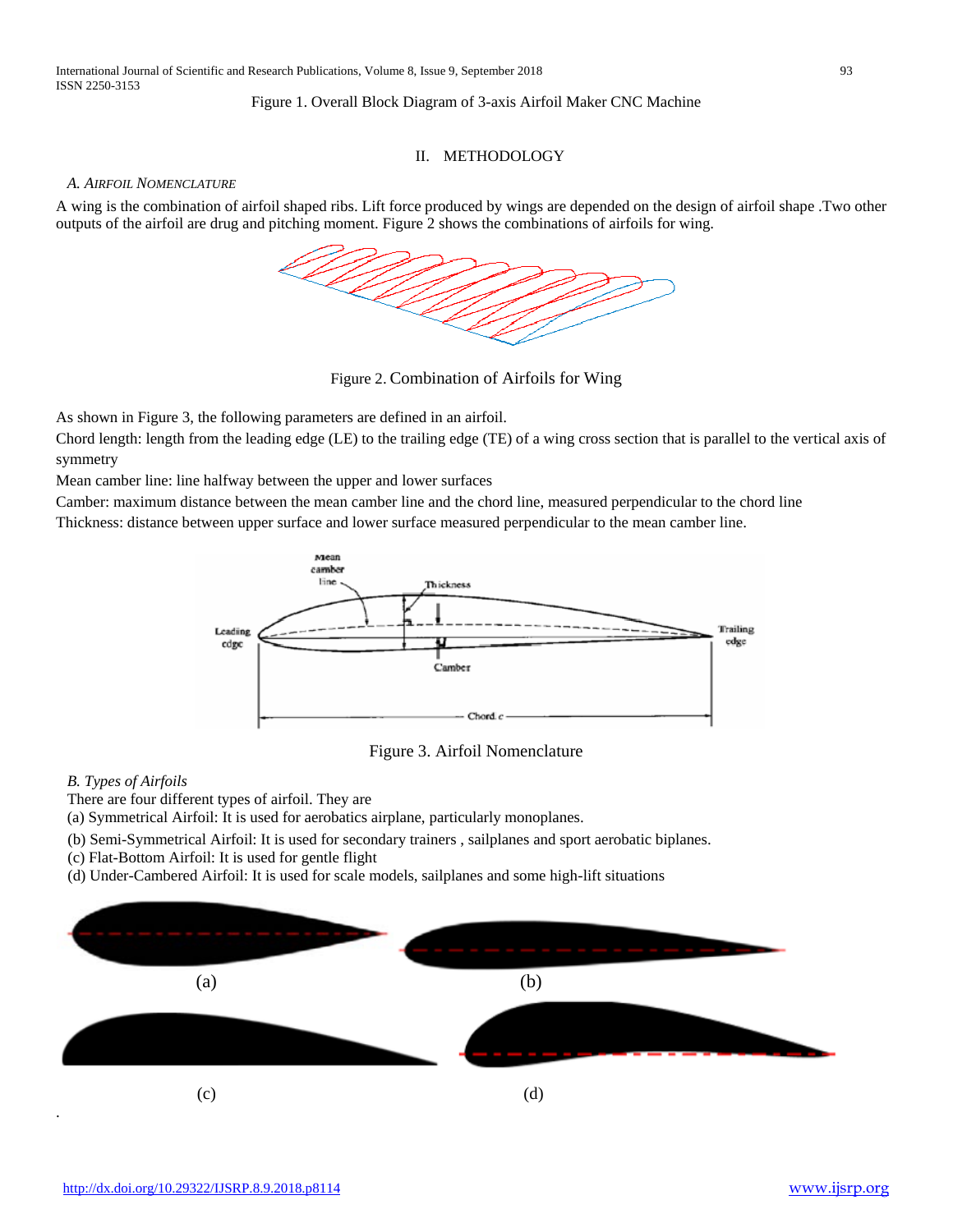Figure 1. Overall Block Diagram of 3-axis Airfoil Maker CNC Machine

## II. METHODOLOGY

### *A. Airfoil Nomenclature*

A wing is the combination of airfoil shaped ribs. Lift force produced by wings are depended on the design of airfoil shape .Two other outputs of the airfoil are drug and pitching moment. Figure 2 shows the combinations of airfoils for wing.

Figure 2. Combination of Airfoils for Wing

As shown in Figure 3, the following parameters are defined in an airfoil.

Chord length: length from the leading edge (LE) to the trailing edge (TE) of a wing cross section that is parallel to the vertical axis of symmetry

Mean camber line: line halfway between the upper and lower surfaces

Camber: maximum distance between the mean camber line and the chord line, measured perpendicular to the chord line

Thickness: distance between upper surface and lower surface measured perpendicular to the mean camber line.

Figure 3. Airfoil Nomenclature

### *B. Types of Airfoils*

There are four different types of airfoil. They are

(a) Symmetrical Airfoil: It is used for aerobatics airplane, particularly monoplanes.

(b) Semi-Symmetrical Airfoil: It is used for secondary trainers , sailplanes and sport aerobatic biplanes.

(c) Flat-Bottom Airfoil: It is used for gentle flight

(d) Under-Cambered Airfoil: It is used for scale models, sailplanes and some high-lift situations

(a) (b)

(c) (d)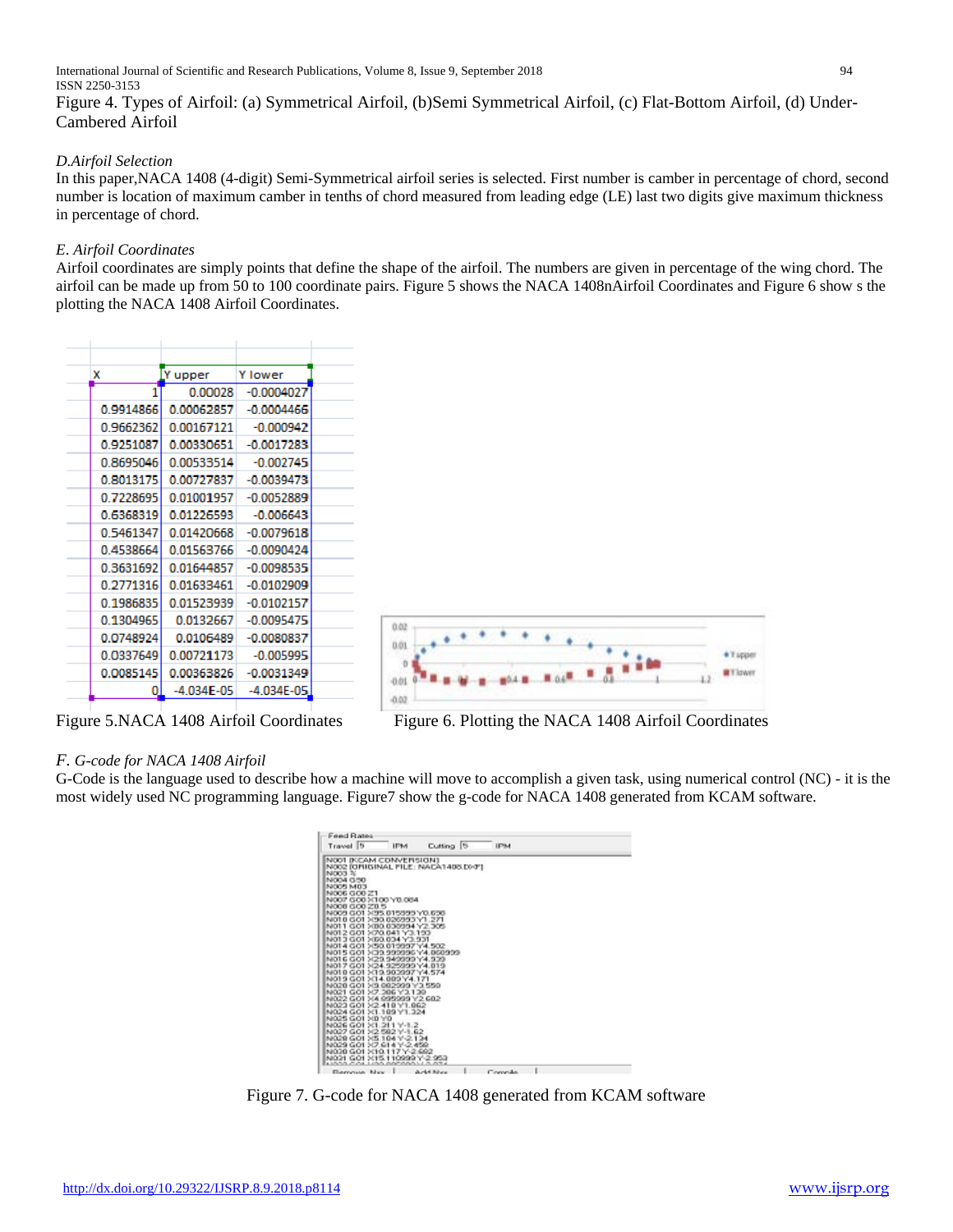Figure 4. Types of Airfoil: (a) Symmetrical Airfoil, (b)Semi Symmetrical Airfoil, (c) Flat-Bottom Airfoil, (d) Under-Cambered Airfoil

### *D.Airfoil Selection*

In this paper,NACA 1408 (4-digit) Semi-Symmetrical airfoil series is selected. First number is camber in percentage of chord, second number is location of maximum camber in tenths of chord measured from leading edge (LE) last two digits give maximum thickness in percentage of chord.

### *E. Airfoil Coordinates*

Airfoil coordinates are simply points that define the shape of the airfoil. The numbers are given in percentage of the wing chord. The airfoil can be made up from 50 to 100 coordinate pairs. Figure 5 shows the NACA 1408nAirfoil Coordinates and Figure 6 show s the plotting the NACA 1408 Airfoil Coordinates.

| X | Y upper | Y lower |
|---|---|---|
| 1 | 0.00028 | -0.0004027 |
| 0.9914866 | 0.00062857 | -0.0004466 |
| 0.9662362 | 0.00167121 | -0.000942 |
| 0.9251087 | 0.00330651 | -0.0017283 |
| 0.8695046 | 0.00533514 | -0.002745 |
| 0.8013175 | 0.00727837 | -0.0039473 |
| 0.7228695 | 0.01001957 | -0.0052889 |
| 0.6368319 | 0.01226593 | -0.006643 |
| 0.5461347 | 0.01420668 | -0.0079618 |
| 0.4538664 | 0.01563766 | -0.0090424 |
| 0.3631692 | 0.01644857 | -0.0098535 |
| 0.2771316 | 0.01633461 | -0.0102909 |
| 0.1986835 | 0.01523939 | -0.0102157 |
| 0.1304965 | 0.0132667 | -0.0095475 |
| 0.0748924 | 0.0106489 | -0.0080837 |
| 0.0337649 | 0.00721173 | -0.005995 |
| 0.0085145 | 0.00363826 | -0.0031349 |
| 0 | -4.034E-05 | -4.034E-05 |

Figure 5.NACA 1408 Airfoil Coordinates

Figure 6. Plotting the NACA 1408 Airfoil Coordinates

### *F. G-code for NACA 1408 Airfoil*

G-Code is the language used to describe how a machine will move to accomplish a given task, using numerical control (NC) - it is the most widely used NC programming language. Figure7 show the g-code for NACA 1408 generated from KCAM software.

Figure 7. G-code for NACA 1408 generated from KCAM software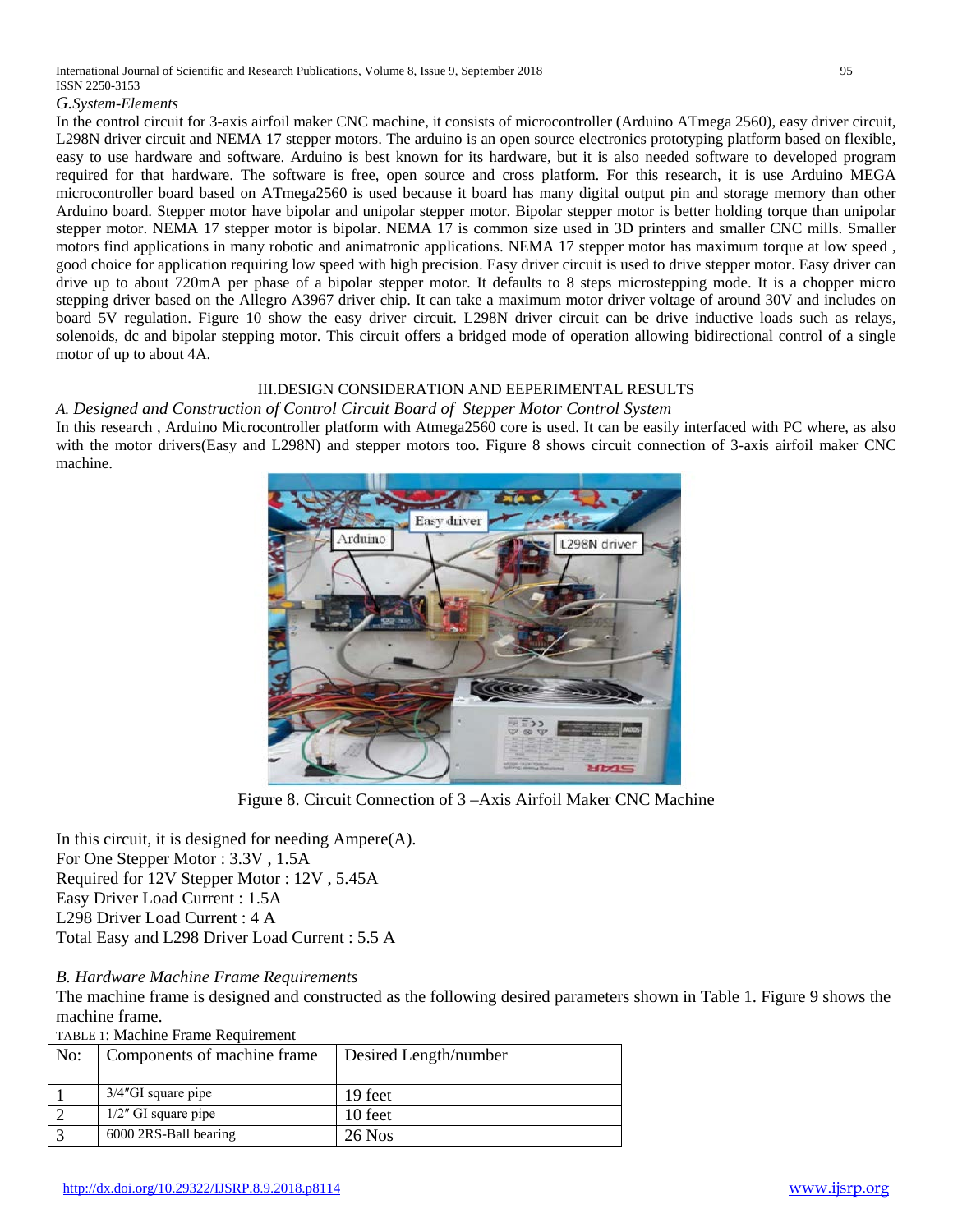*G.System-Elements*

In the control circuit for 3-axis airfoil maker CNC machine, it consists of microcontroller (Arduino ATmega 2560), easy driver circuit, L298N driver circuit and NEMA 17 stepper motors. The arduino is an open source electronics prototyping platform based on flexible, easy to use hardware and software. Arduino is best known for its hardware, but it is also needed software to developed program required for that hardware. The software is free, open source and cross platform. For this research, it is use Arduino MEGA microcontroller board based on ATmega2560 is used because it board has many digital output pin and storage memory than other Arduino board. Stepper motor have bipolar and unipolar stepper motor. Bipolar stepper motor is better holding torque than unipolar stepper motor. NEMA 17 stepper motor is bipolar. NEMA 17 is common size used in 3D printers and smaller CNC mills. Smaller motors find applications in many robotic and animatronic applications. NEMA 17 stepper motor has maximum torque at low speed , good choice for application requiring low speed with high precision. Easy driver circuit is used to drive stepper motor. Easy driver can drive up to about 720mA per phase of a bipolar stepper motor. It defaults to 8 steps microstepping mode. It is a chopper micro stepping driver based on the Allegro A3967 driver chip. It can take a maximum motor driver voltage of around 30V and includes on board 5V regulation. Figure 10 show the easy driver circuit. L298N driver circuit can be drive inductive loads such as relays, solenoids, dc and bipolar stepping motor. This circuit offers a bridged mode of operation allowing bidirectional control of a single motor of up to about 4A.

## III.DESIGN CONSIDERATION AND EEPERIMENTAL RESULTS

*A. Designed and Construction of Control Circuit Board of Stepper Motor Control System*

In this research , Arduino Microcontroller platform with Atmega2560 core is used. It can be easily interfaced with PC where, as also with the motor drivers(Easy and L298N) and stepper motors too. Figure 8 shows circuit connection of 3-axis airfoil maker CNC machine.

Figure 8. Circuit Connection of 3 –Axis Airfoil Maker CNC Machine

In this circuit, it is designed for needing Ampere(A).
For One Stepper Motor : 3.3V , 1.5A
Required for 12V Stepper Motor : 12V , 5.45A
Easy Driver Load Current : 1.5A
L298 Driver Load Current : 4 A
Total Easy and L298 Driver Load Current : 5.5 A

*B. Hardware Machine Frame Requirements*

The machine frame is designed and constructed as the following desired parameters shown in Table 1. Figure 9 shows the machine frame.

TABLE 1: Machine Frame Requirement

| No: | Components of machine frame | Desired Length/number |
|---|---|---|
| 1 | 3/4″GI square pipe | 19 feet |
| 2 | 1/2″ GI square pipe | 10 feet |
| 3 | 6000 2RS-Ball bearing | 26 Nos |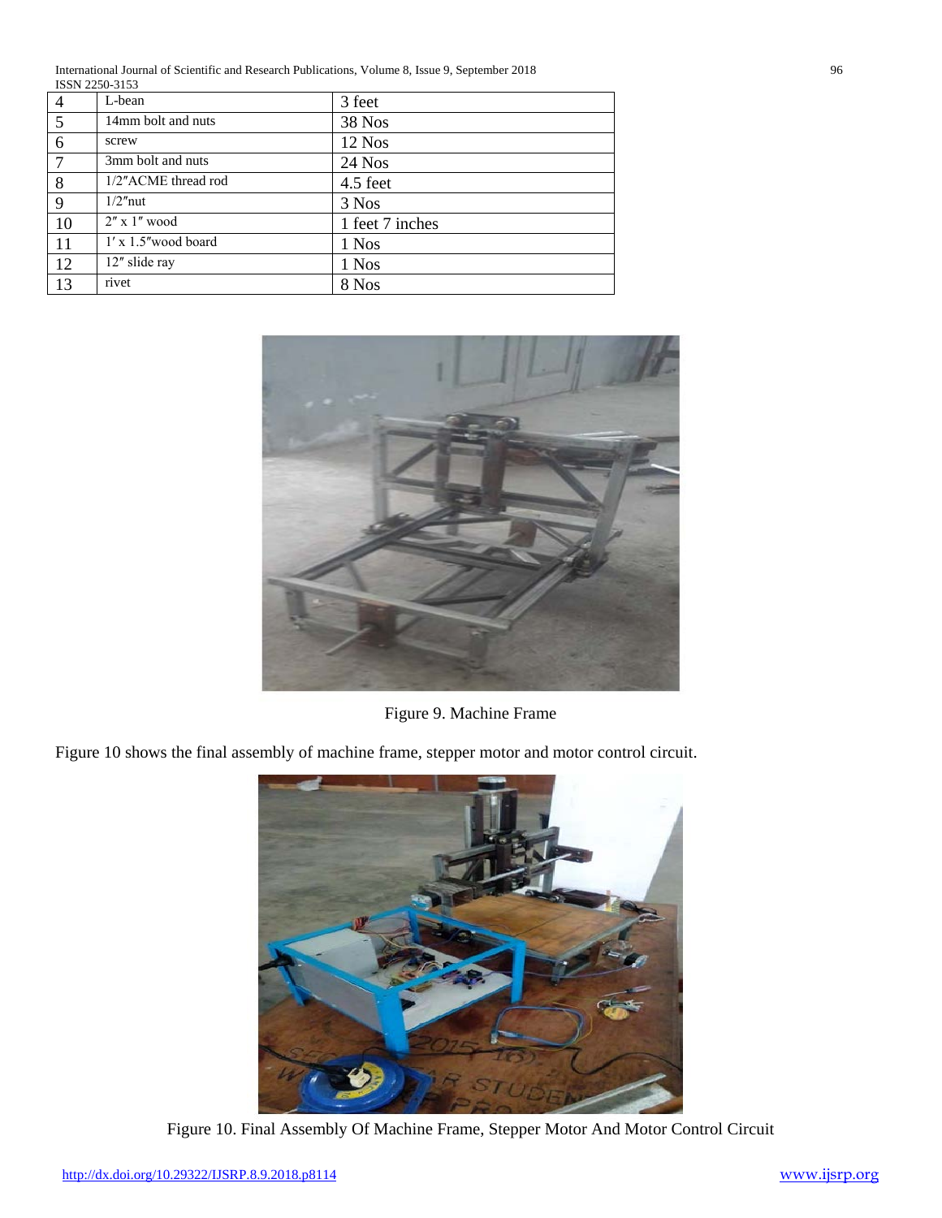| 4 | L-bean | 3 feet |
|---|---|---|
| 5 | 14mm bolt and nuts | 38 Nos |
| 6 | screw | 12 Nos |
| 7 | 3mm bolt and nuts | 24 Nos |
| 8 | 1/2″ACME thread rod | 4.5 feet |
| 9 | 1/2″nut | 3 Nos |
| 10 | 2″ x 1″ wood | 1 feet 7 inches |
| 11 | 1′ x 1.5″wood board | 1 Nos |
| 12 | 12″ slide ray | 1 Nos |
| 13 | rivet | 8 Nos |

Figure 9. Machine Frame

Figure 10 shows the final assembly of machine frame, stepper motor and motor control circuit.

Figure 10. Final Assembly Of Machine Frame, Stepper Motor And Motor Control Circuit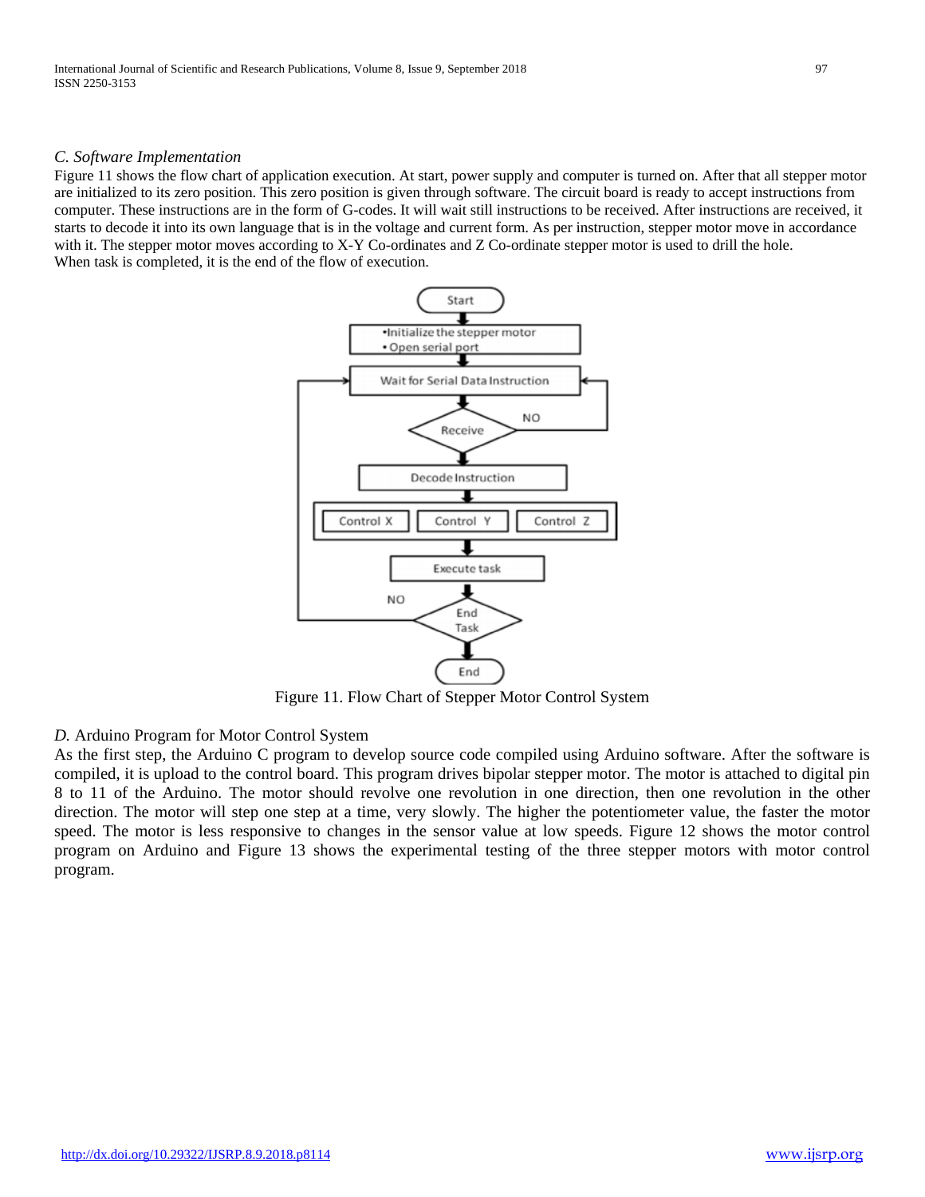### C. Software Implementation

Figure 11 shows the flow chart of application execution. At start, power supply and computer is turned on. After that all stepper motor are initialized to its zero position. This zero position is given through software. The circuit board is ready to accept instructions from computer. These instructions are in the form of G-codes. It will wait still instructions to be received. After instructions are received, it starts to decode it into its own language that is in the voltage and current form. As per instruction, stepper motor move in accordance with it. The stepper motor moves according to X-Y Co-ordinates and Z Co-ordinate stepper motor is used to drill the hole.
When task is completed, it is the end of the flow of execution.

Figure 11. Flow Chart of Stepper Motor Control System

### D. Arduino Program for Motor Control System

As the first step, the Arduino C program to develop source code compiled using Arduino software. After the software is compiled, it is upload to the control board. This program drives bipolar stepper motor. The motor is attached to digital pin 8 to 11 of the Arduino. The motor should revolve one revolution in one direction, then one revolution in the other direction. The motor will step one step at a time, very slowly. The higher the potentiometer value, the faster the motor speed. The motor is less responsive to changes in the sensor value at low speeds. Figure 12 shows the motor control program on Arduino and Figure 13 shows the experimental testing of the three stepper motors with motor control program.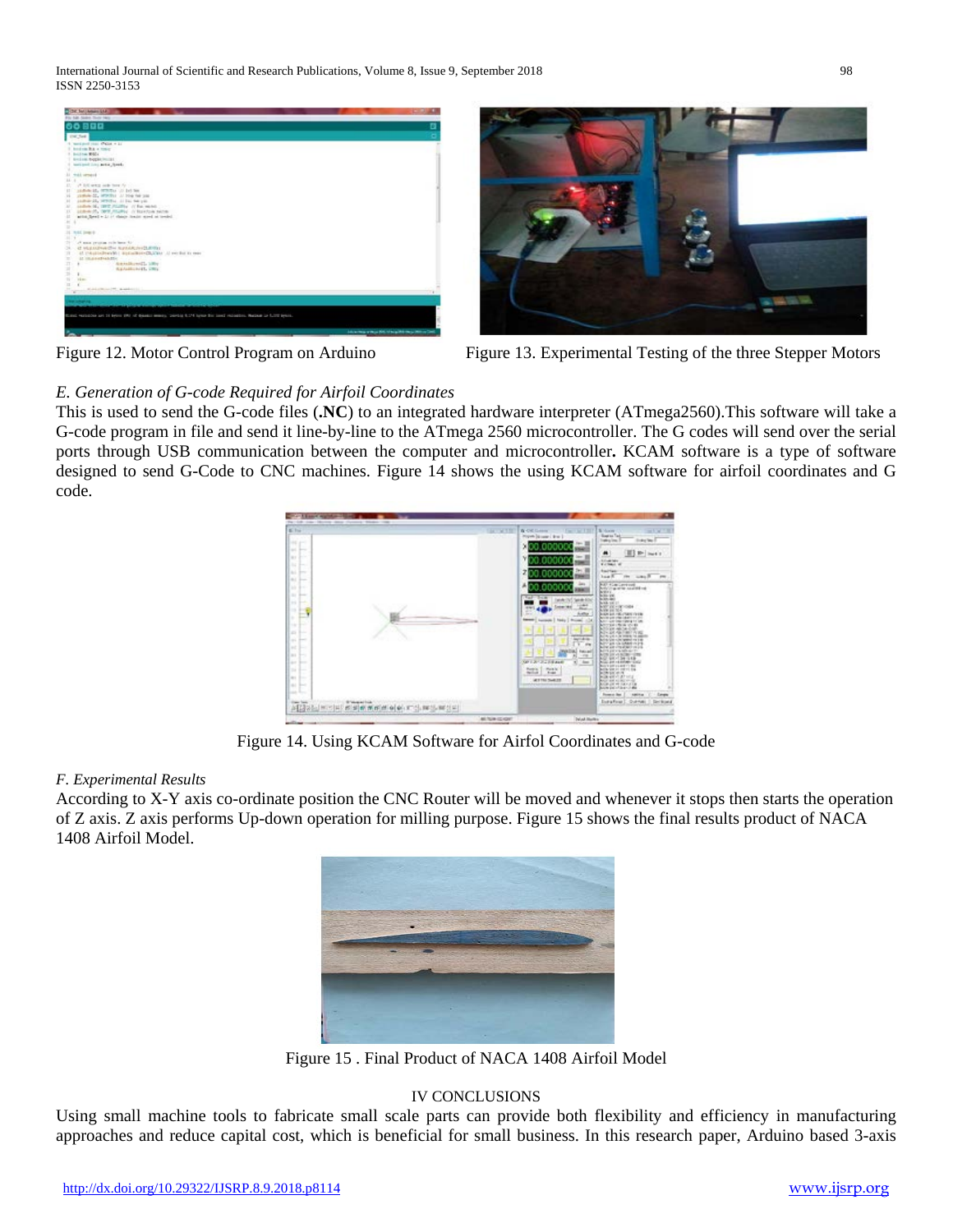Figure 12. Motor Control Program on Arduino

Figure 13. Experimental Testing of the three Stepper Motors

### *E. Generation of G-code Required for Airfoil Coordinates*

This is used to send the G-code files (**.NC**) to an integrated hardware interpreter (ATmega2560).This software will take a G-code program in file and send it line-by-line to the ATmega 2560 microcontroller. The G codes will send over the serial ports through USB communication between the computer and microcontroller**.** KCAM software is a type of software designed to send G-Code to CNC machines. Figure 14 shows the using KCAM software for airfoil coordinates and G code.

Figure 14. Using KCAM Software for Airfol Coordinates and G-code

### *F. Experimental Results*

According to X-Y axis co-ordinate position the CNC Router will be moved and whenever it stops then starts the operation of Z axis. Z axis performs Up-down operation for milling purpose. Figure 15 shows the final results product of NACA 1408 Airfoil Model.

Figure 15 . Final Product of NACA 1408 Airfoil Model

## IV CONCLUSIONS

Using small machine tools to fabricate small scale parts can provide both flexibility and efficiency in manufacturing approaches and reduce capital cost, which is beneficial for small business. In this research paper, Arduino based 3-axis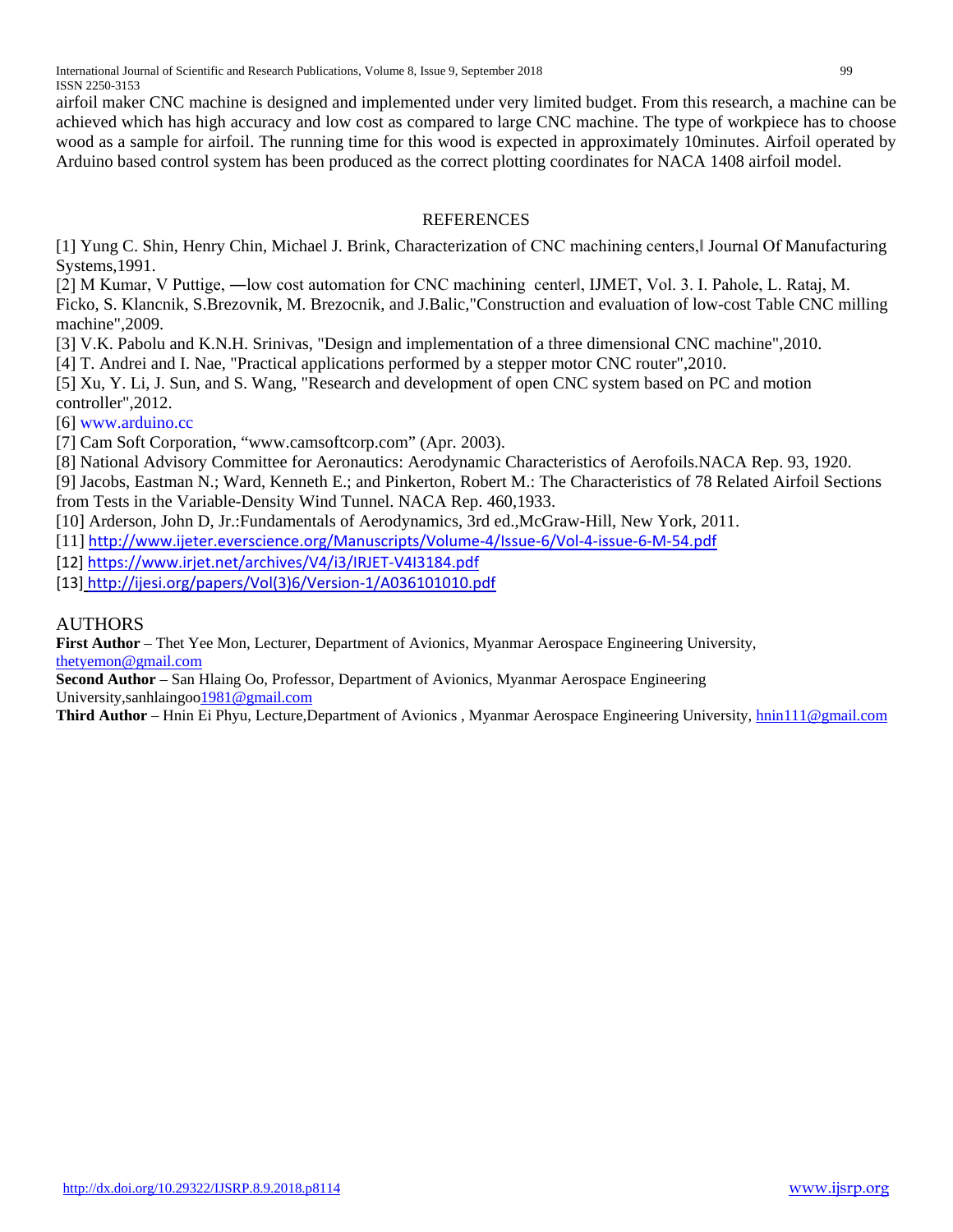airfoil maker CNC machine is designed and implemented under very limited budget. From this research, a machine can be achieved which has high accuracy and low cost as compared to large CNC machine. The type of workpiece has to choose wood as a sample for airfoil. The running time for this wood is expected in approximately 10minutes. Airfoil operated by Arduino based control system has been produced as the correct plotting coordinates for NACA 1408 airfoil model.

## REFERENCES

[1] Yung C. Shin, Henry Chin, Michael J. Brink, Characterization of CNC machining centers,‖ Journal Of Manufacturing Systems,1991.

[2] M Kumar, V Puttige, ―low cost automation for CNC machining center‖, IJMET, Vol. 3. I. Pahole, L. Rataj, M. Ficko, S. Klancnik, S.Brezovnik, M. Brezocnik, and J.Balic,"Construction and evaluation of low-cost Table CNC milling machine",2009.

[3] V.K. Pabolu and K.N.H. Srinivas, "Design and implementation of a three dimensional CNC machine",2010.

[4] T. Andrei and I. Nae, "Practical applications performed by a stepper motor CNC router",2010.

[5] Xu, Y. Li, J. Sun, and S. Wang, "Research and development of open CNC system based on PC and motion controller",2012.

[6] www.arduino.cc

[7] Cam Soft Corporation, "www.camsoftcorp.com" (Apr. 2003).

[8] National Advisory Committee for Aeronautics: Aerodynamic Characteristics of Aerofoils.NACA Rep. 93, 1920.

[9] Jacobs, Eastman N.; Ward, Kenneth E.; and Pinkerton, Robert M.: The Characteristics of 78 Related Airfoil Sections from Tests in the Variable-Density Wind Tunnel. NACA Rep. 460,1933.

[10] Arderson, John D, Jr.:Fundamentals of Aerodynamics, 3rd ed.,McGraw-Hill, New York, 2011.

[11] http://www.ijeter.everscience.org/Manuscripts/Volume-4/Issue-6/Vol-4-issue-6-M-54.pdf

[12] https://www.irjet.net/archives/V4/i3/IRJET-V4I3184.pdf

[13] http://ijesi.org/papers/Vol(3)6/Version-1/A036101010.pdf

## AUTHORS

**First Author** – Thet Yee Mon, Lecturer, Department of Avionics, Myanmar Aerospace Engineering University, thetyemon@gmail.com

**Second Author** – San Hlaing Oo, Professor, Department of Avionics, Myanmar Aerospace Engineering University,sanhlaingoo1981@gmail.com

**Third Author** – Hnin Ei Phyu, Lecture,Department of Avionics , Myanmar Aerospace Engineering University, hnin111@gmail.com